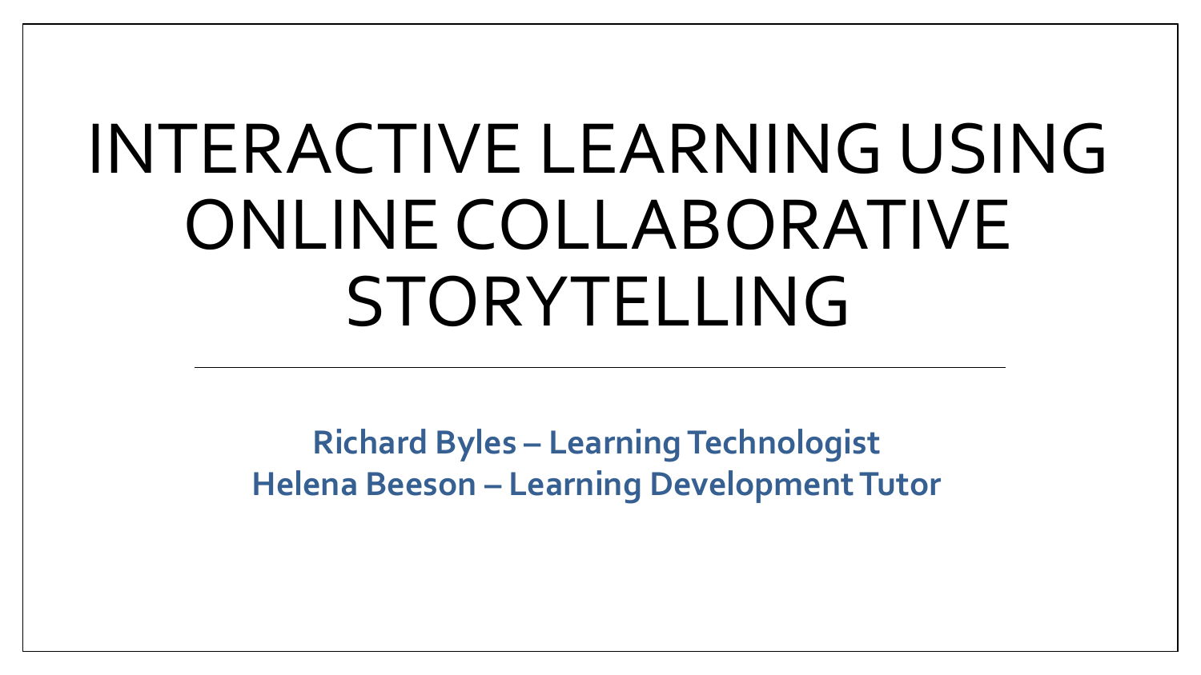# INTERACTIVE LEARNING USING ONLINE COLLABORATIVE STORYTELLING

**Richard Byles – Learning Technologist**
**Helena Beeson – Learning Development Tutor**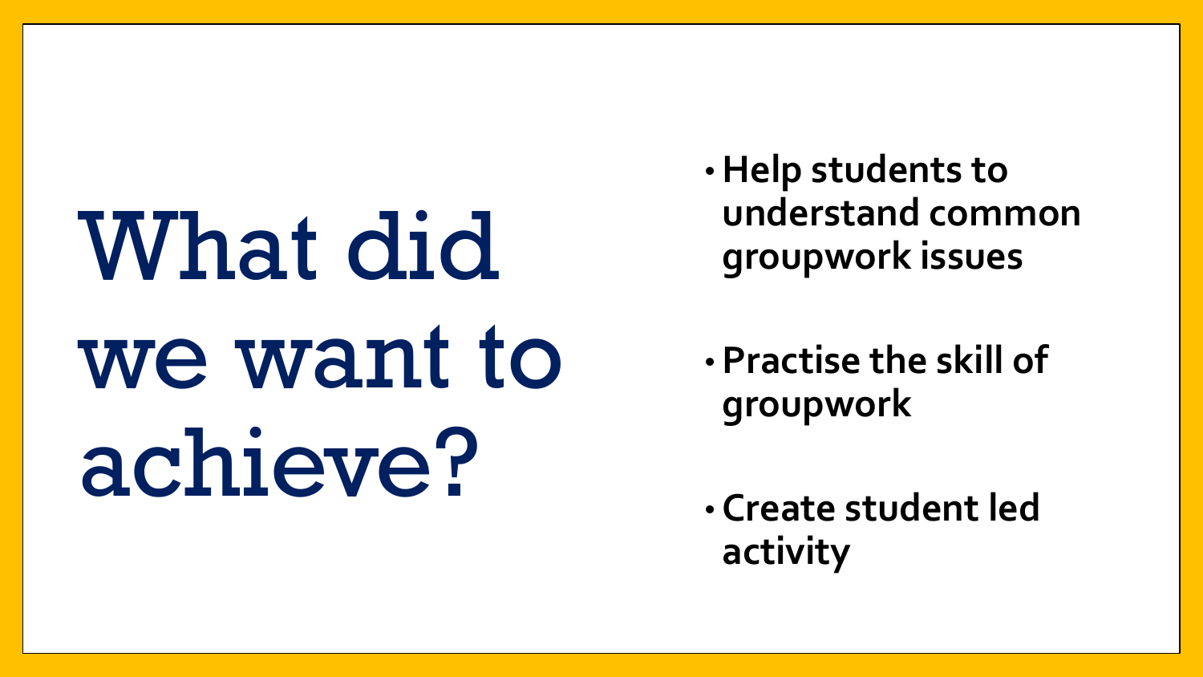# What did we want to achieve?

- **Help students to understand common groupwork issues**
- **Practise the skill of groupwork**
- **Create student led activity**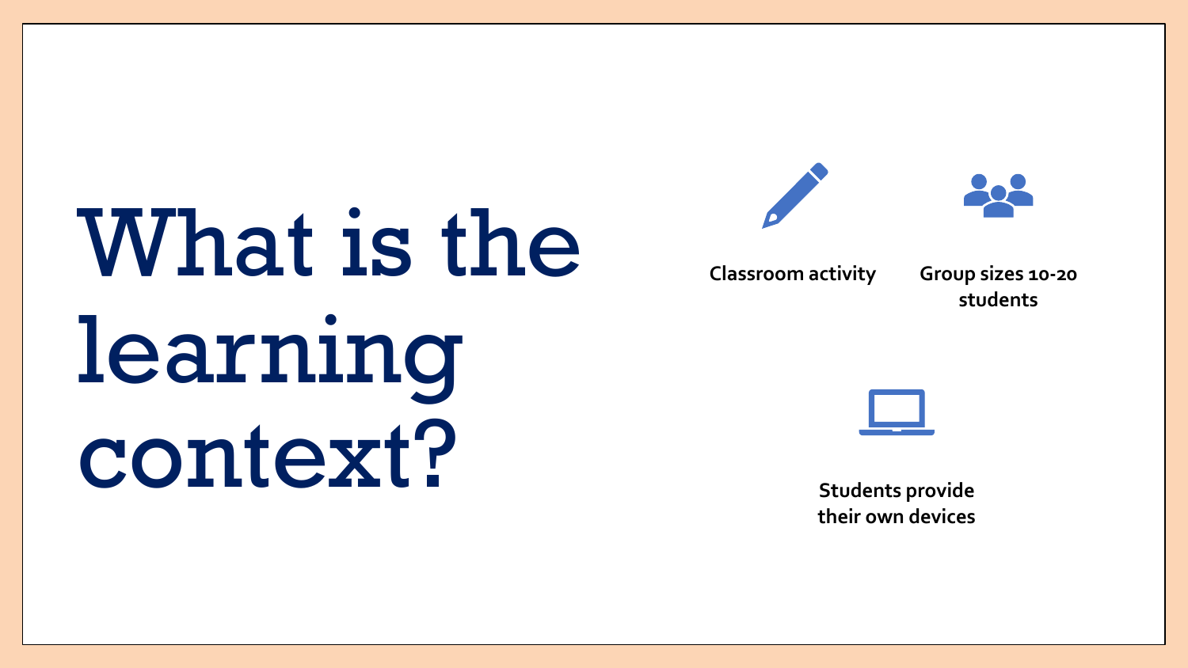# What is the learning context?

- Classroom activity
- Group sizes 10-20 students
- Students provide their own devices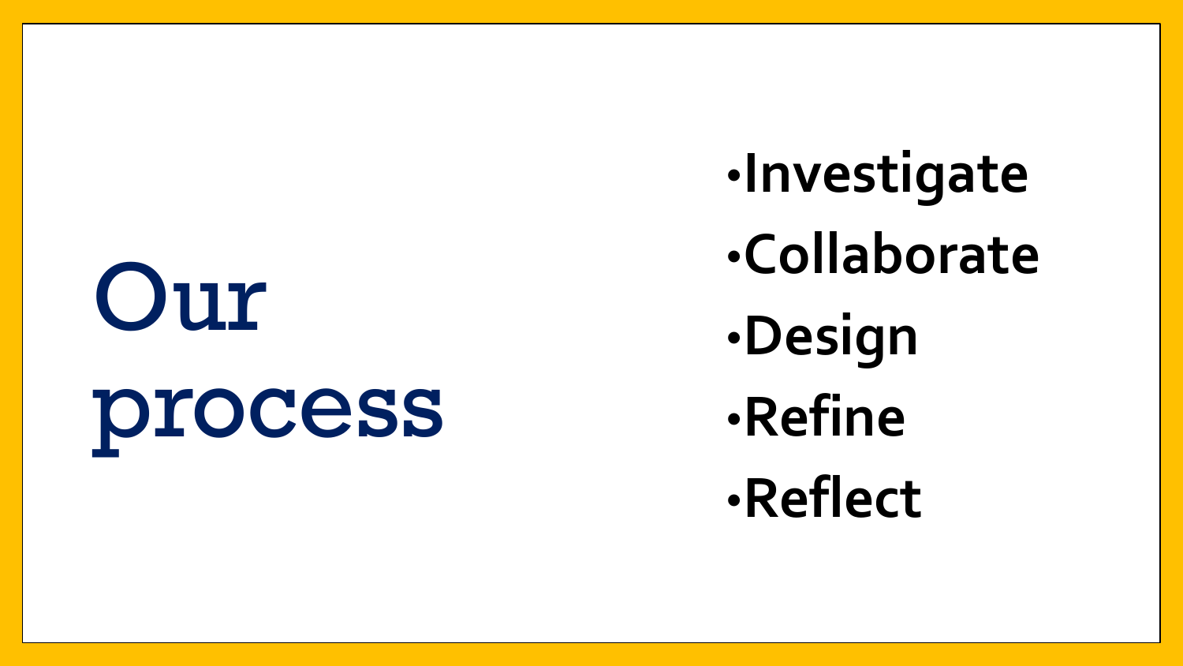# Our process

- **Investigate**
- **Collaborate**
- **Design**
- **Refine**
- **Reflect**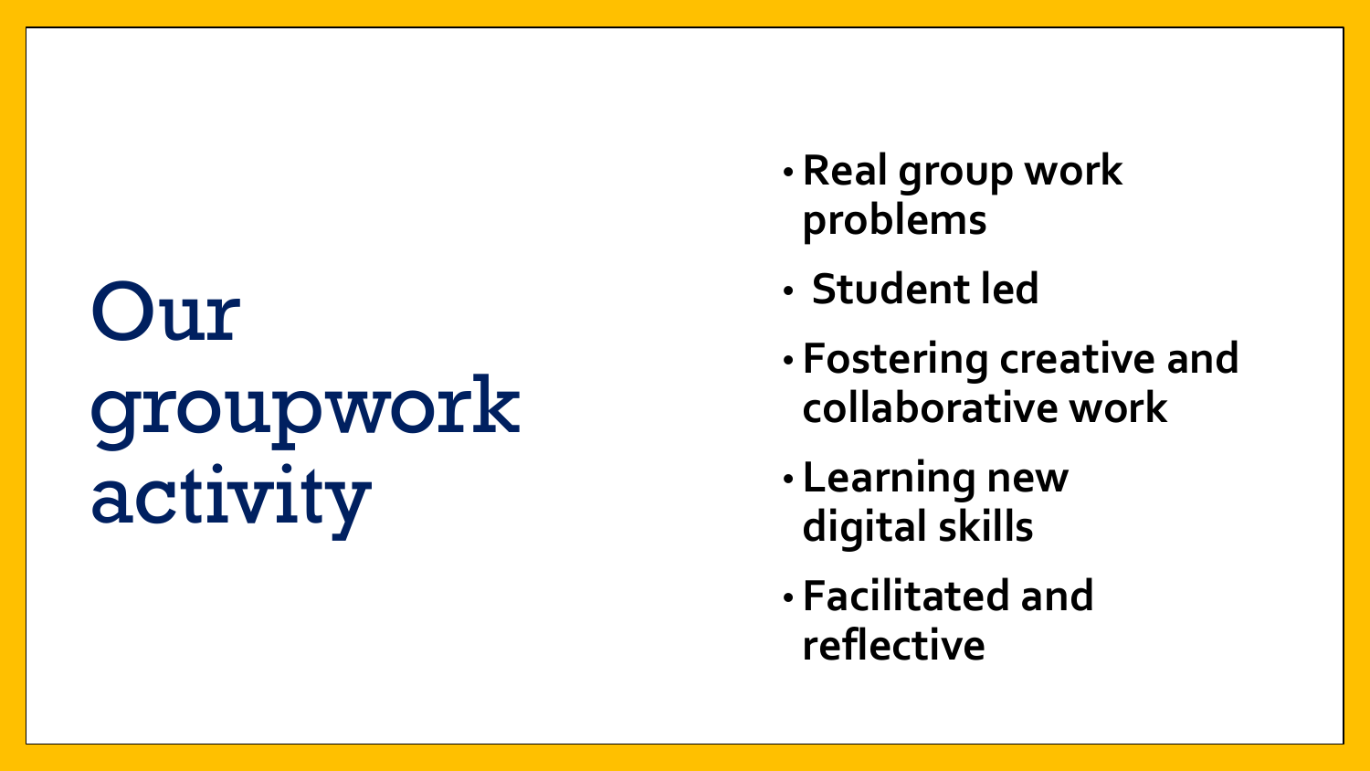# Our groupwork activity

- **Real group work problems**
- **Student led**
- **Fostering creative and collaborative work**
- **Learning new digital skills**
- **Facilitated and reflective**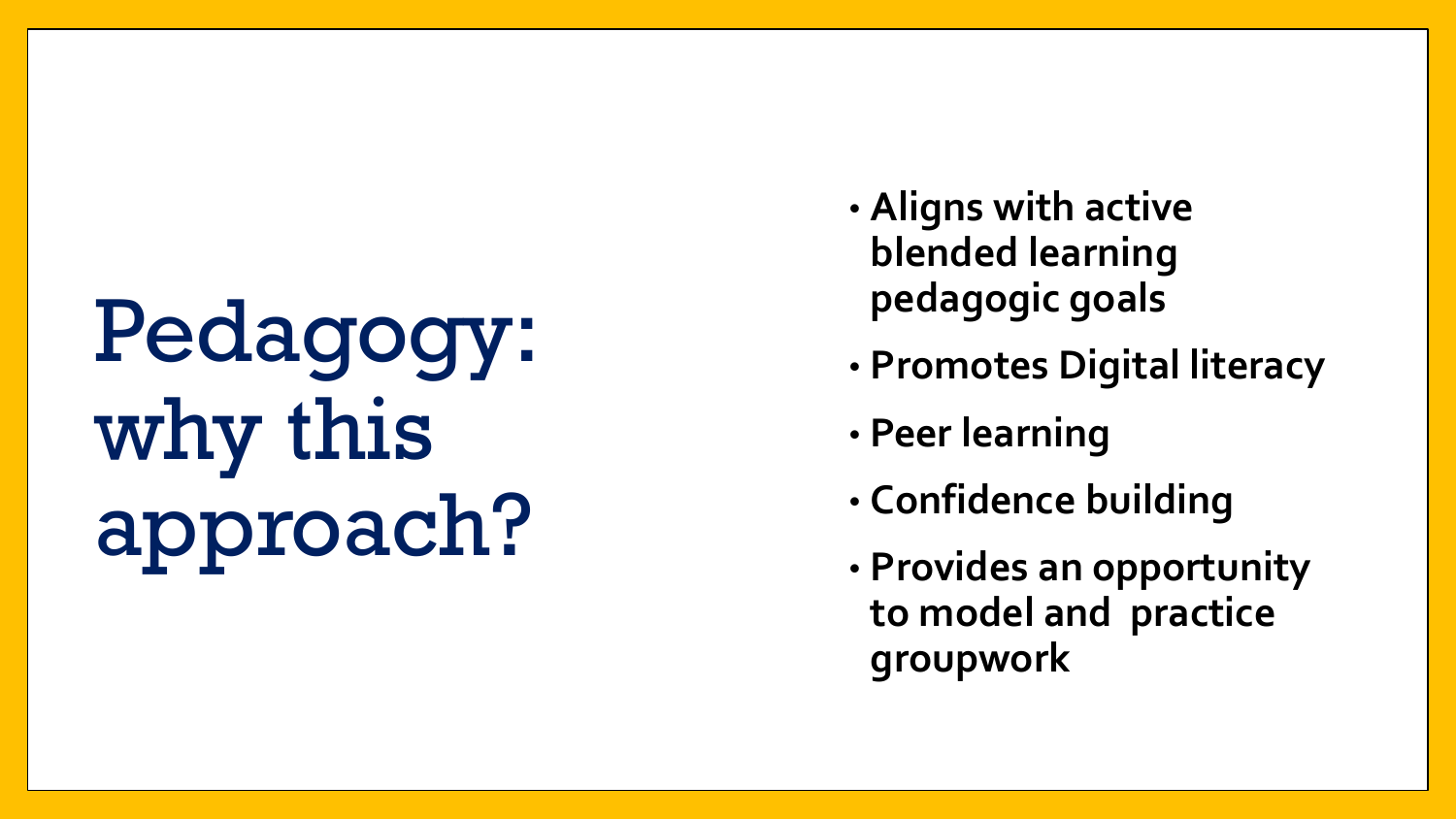# Pedagogy: why this approach?

- **Aligns with active blended learning pedagogic goals**
- **Promotes Digital literacy**
- **Peer learning**
- **Confidence building**
- **Provides an opportunity to model and practice groupwork**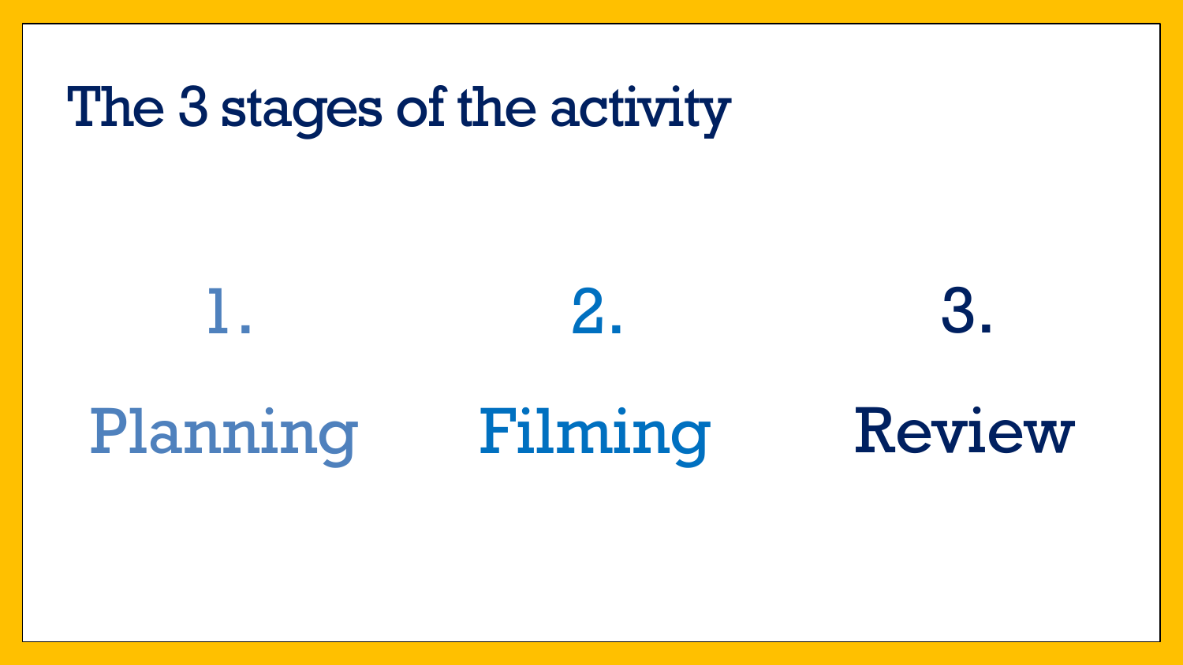# The 3 stages of the activity

1. Planning
2. Filming
3. Review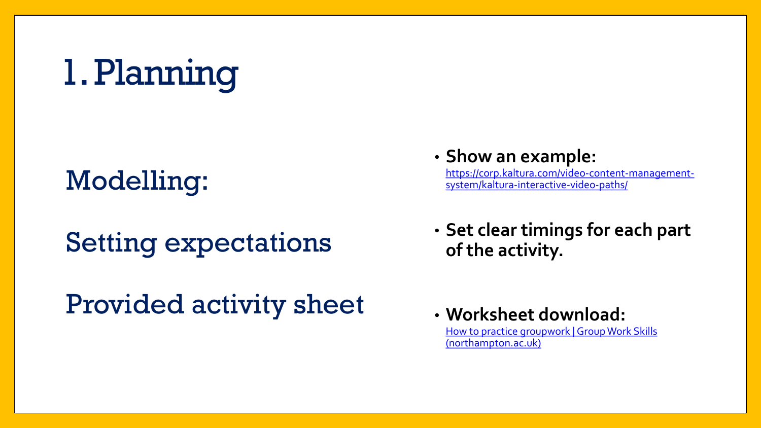# 1. Planning

Modelling:

Setting expectations

Provided activity sheet

- **Show an example:** [https://corp.kaltura.com/video-content-management-system/kaltura-interactive-video-paths/](https://corp.kaltura.com/video-content-management-system/kaltura-interactive-video-paths/)
- **Set clear timings for each part of the activity.**
- **Worksheet download:** How to practice groupwork | Group Work Skills (northampton.ac.uk)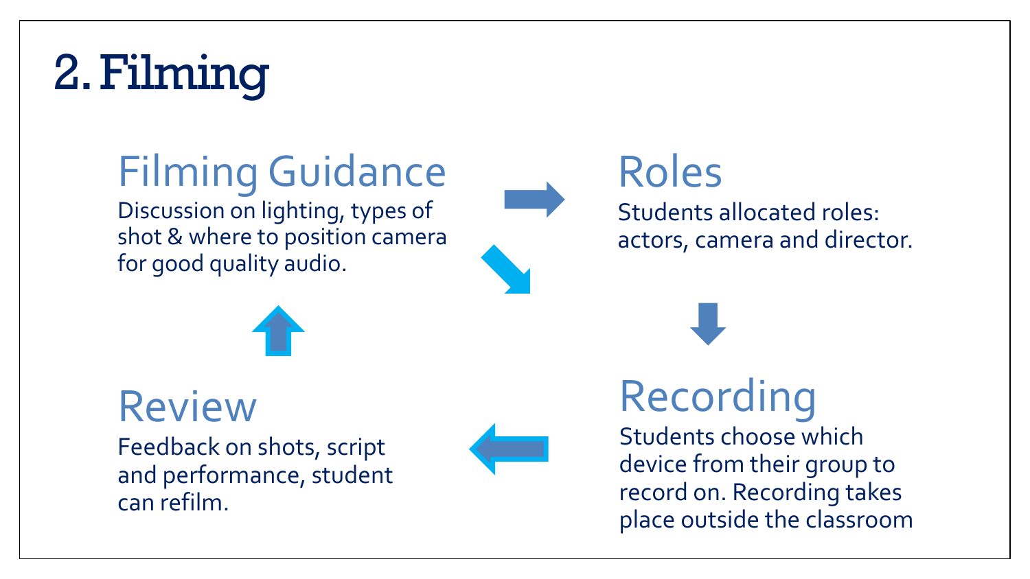# 2. Filming

## Filming Guidance

Discussion on lighting, types of shot & where to position camera for good quality audio.

## Roles

Students allocated roles: actors, camera and director.

## Recording

Students choose which device from their group to record on. Recording takes place outside the classroom

## Review

Feedback on shots, script and performance, student can refilm.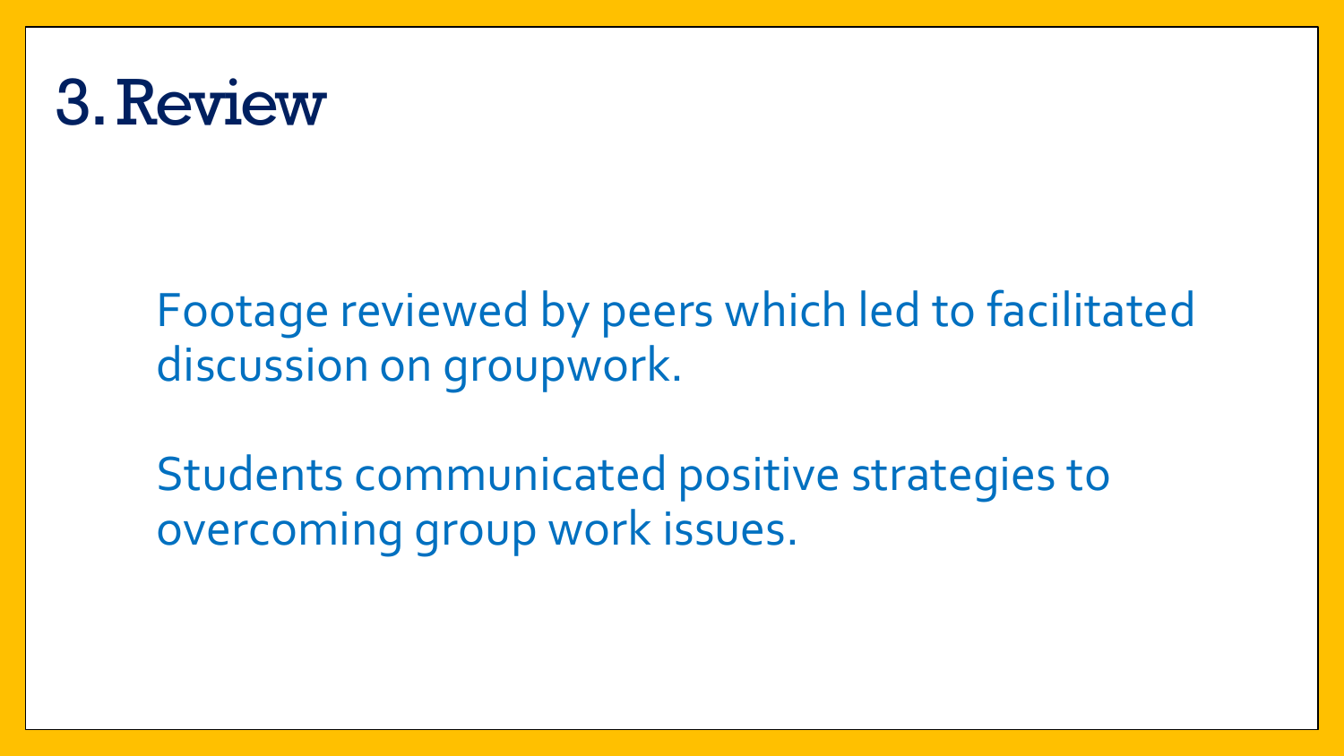# 3. Review

Footage reviewed by peers which led to facilitated discussion on groupwork.

Students communicated positive strategies to overcoming group work issues.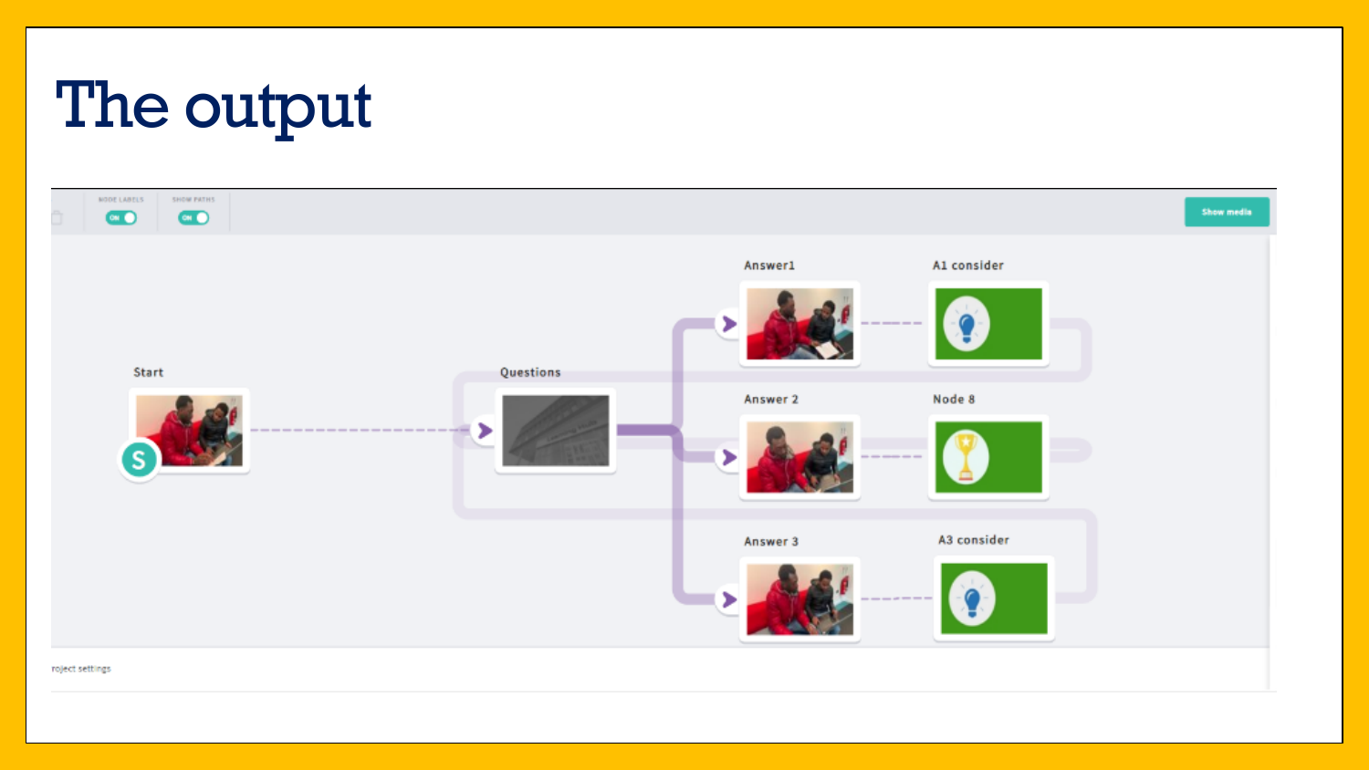# The output

NODE LABELS ON

SHOW PATHS ON

Show media

Start

Questions

Answer1

A1 consider

Answer 2

Node 8

Answer 3

A3 consider

roject settings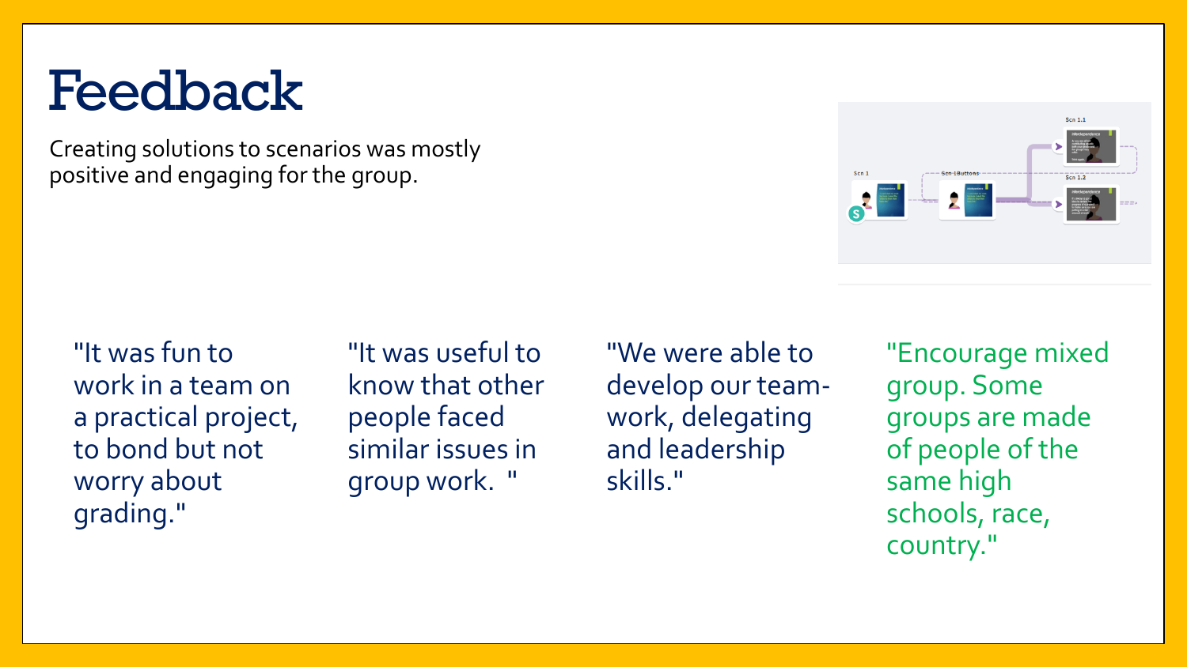# Feedback

Creating solutions to scenarios was mostly positive and engaging for the group.

"It was fun to work in a team on a practical project, to bond but not worry about grading."

"It was useful to know that other people faced similar issues in group work. "

"We were able to develop our team-work, delegating and leadership skills."

"Encourage mixed group. Some groups are made of people of the same high schools, race, country."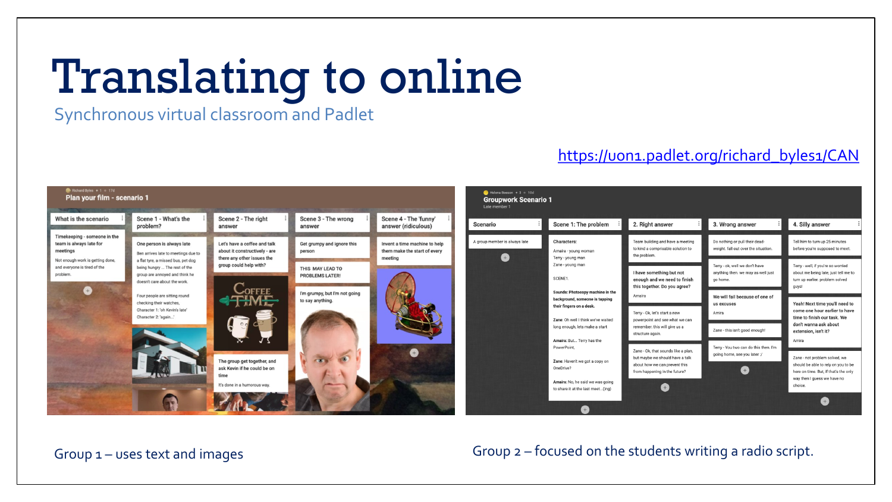# Translating to online

Synchronous virtual classroom and Padlet

https://uon1.padlet.org/richard_byles1/CAN

Group 1 – uses text and images

Group 2 – focused on the students writing a radio script.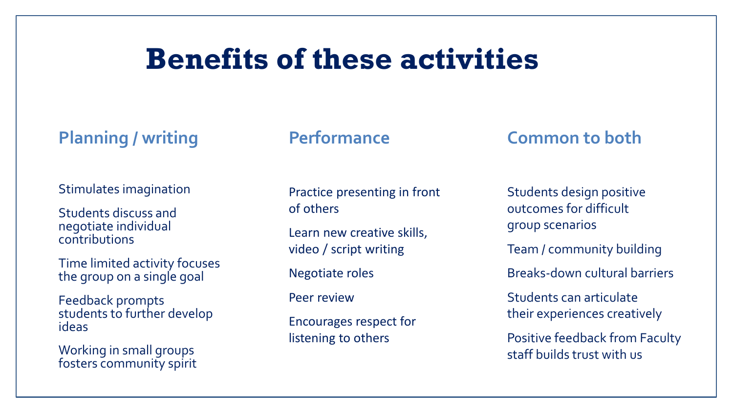# Benefits of these activities

## Planning / writing

- Stimulates imagination
- Students discuss and negotiate individual contributions
- Time limited activity focuses the group on a single goal
- Feedback prompts students to further develop ideas
- Working in small groups fosters community spirit

## Performance

- Practice presenting in front of others
- Learn new creative skills, video / script writing
- Negotiate roles
- Peer review
- Encourages respect for listening to others

## Common to both

- Students design positive outcomes for difficult group scenarios
- Team / community building
- Breaks-down cultural barriers
- Students can articulate their experiences creatively
- Positive feedback from Faculty staff builds trust with us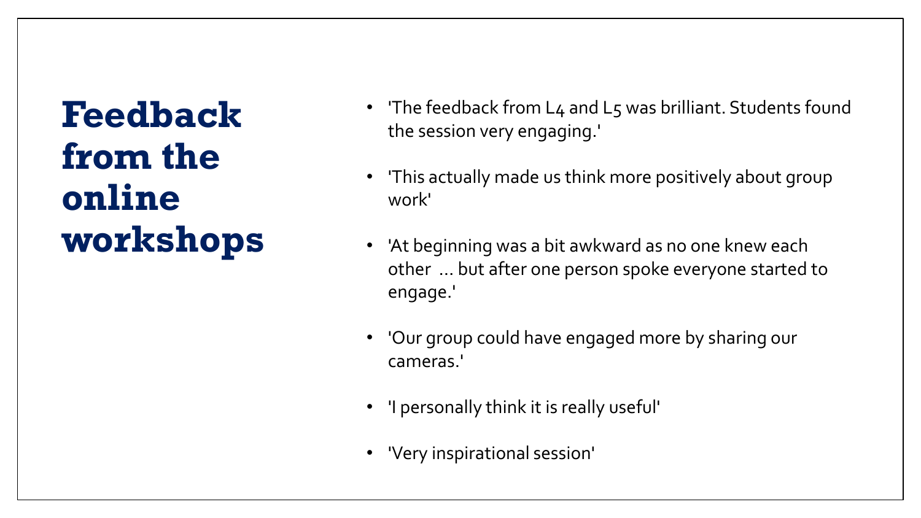# Feedback from the online workshops

- 'The feedback from L4 and L5 was brilliant. Students found the session very engaging.'
- 'This actually made us think more positively about group work'
- 'At beginning was a bit awkward as no one knew each other ... but after one person spoke everyone started to engage.'
- 'Our group could have engaged more by sharing our cameras.'
- 'I personally think it is really useful'
- 'Very inspirational session'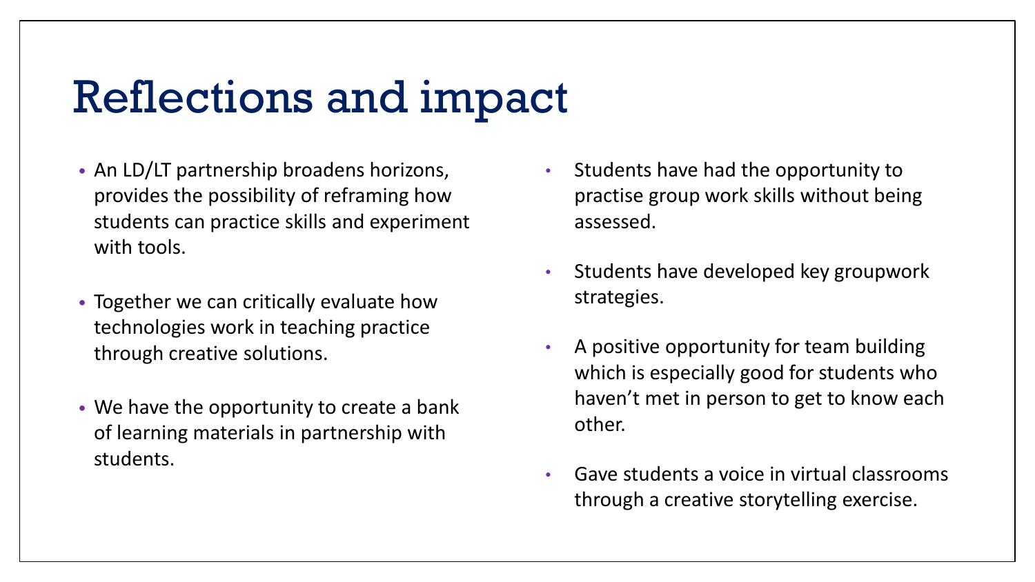# Reflections and impact

- An LD/LT partnership broadens horizons, provides the possibility of reframing how students can practice skills and experiment with tools.
- Together we can critically evaluate how technologies work in teaching practice through creative solutions.
- We have the opportunity to create a bank of learning materials in partnership with students.
- Students have had the opportunity to practise group work skills without being assessed.
- Students have developed key groupwork strategies.
- A positive opportunity for team building which is especially good for students who haven't met in person to get to know each other.
- Gave students a voice in virtual classrooms through a creative storytelling exercise.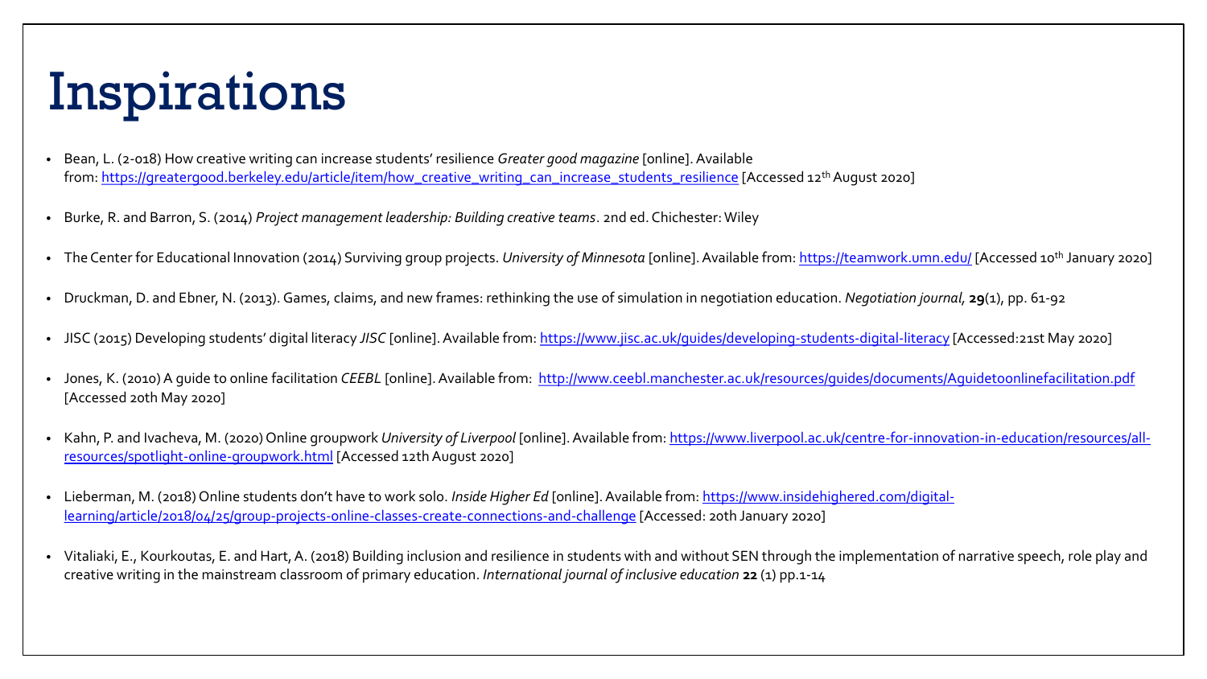# Inspirations

- Bean, L. (2-018) How creative writing can increase students' resilience *Greater good magazine* [online]. Available from: https://greatergood.berkeley.edu/article/item/how_creative_writing_can_increase_students_resilience [Accessed 12th August 2020]
- Burke, R. and Barron, S. (2014) *Project management leadership: Building creative teams*. 2nd ed. Chichester: Wiley
- The Center for Educational Innovation (2014) Surviving group projects. *University of Minnesota* [online]. Available from: https://teamwork.umn.edu/ [Accessed 10th January 2020]
- Druckman, D. and Ebner, N. (2013). Games, claims, and new frames: rethinking the use of simulation in negotiation education. *Negotiation journal,* **29**(1), pp. 61-92
- JISC (2015) Developing students' digital literacy *JISC* [online]. Available from: https://www.jisc.ac.uk/guides/developing-students-digital-literacy [Accessed:21st May 2020]
- Jones, K. (2010) A guide to online facilitation *CEEBL* [online]. Available from: http://www.ceebl.manchester.ac.uk/resources/guides/documents/Aguidetoonlinefacilitation.pdf [Accessed 20th May 2020]
- Kahn, P. and Ivacheva, M. (2020) Online groupwork *University of Liverpool* [online]. Available from: https://www.liverpool.ac.uk/centre-for-innovation-in-education/resources/all-resources/spotlight-online-groupwork.html [Accessed 12th August 2020]
- Lieberman, M. (2018) Online students don't have to work solo. *Inside Higher Ed* [online]. Available from: https://www.insidehighered.com/digital-learning/article/2018/04/25/group-projects-online-classes-create-connections-and-challenge [Accessed: 20th January 2020]
- Vitaliaki, E., Kourkoutas, E. and Hart, A. (2018) Building inclusion and resilience in students with and without SEN through the implementation of narrative speech, role play and creative writing in the mainstream classroom of primary education. *International journal of inclusive education* **22** (1) pp.1-14